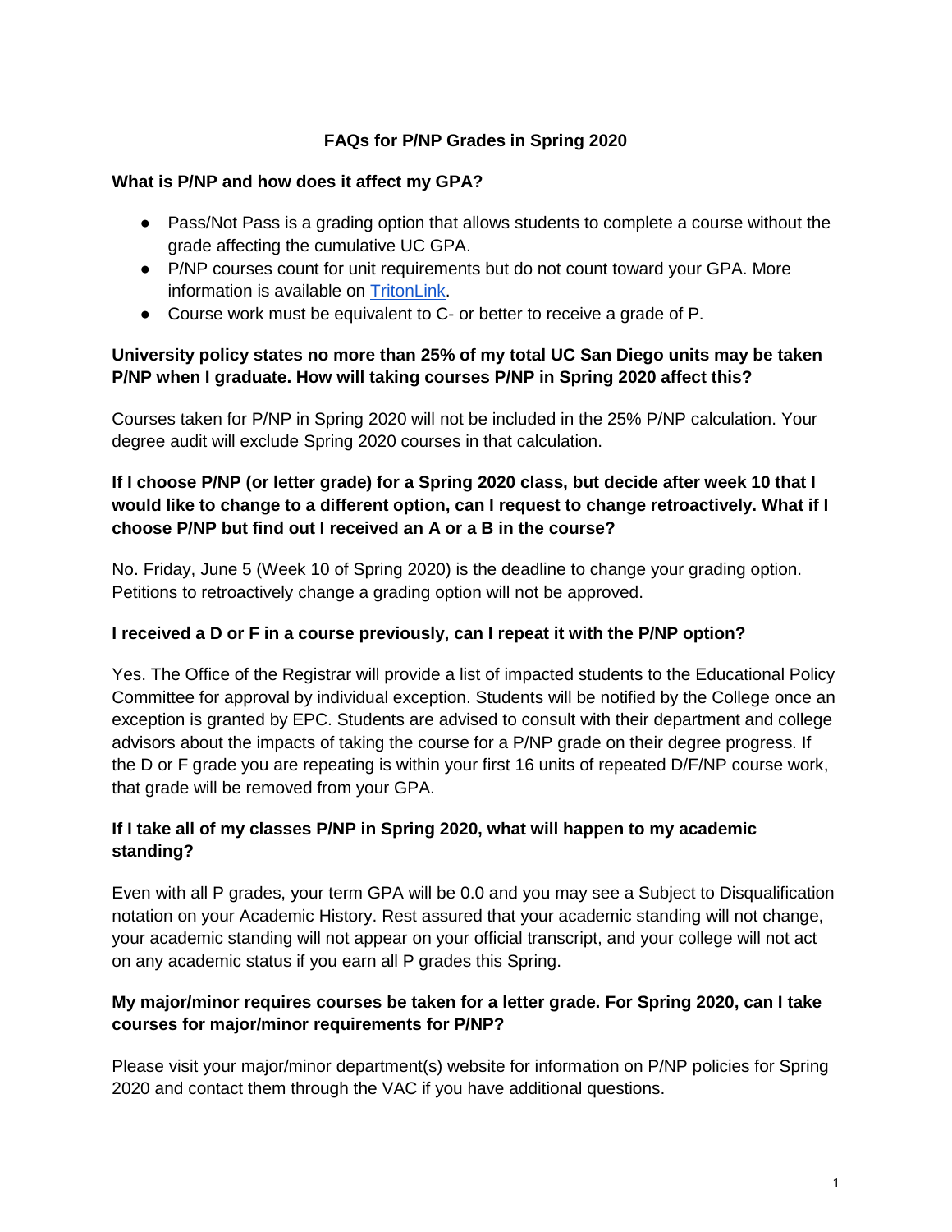# FAQs for P/NP Grades in Spring 2020

### What is P/NP and how does it affect my GPA?

- Pass/Not Pass is a grading option that allows students to complete a course without the grade affecting the cumulative UC GPA.
- P/NP courses count for unit requirements but do not count toward your GPA. More information is available on TritonLink.
- Course work must be equivalent to C- or better to receive a grade of P.

### University policy states no more than 25% of my total UC San Diego units may be taken P/NP when I graduate. How will taking courses P/NP in Spring 2020 affect this?

Courses taken for P/NP in Spring 2020 will not be included in the 25% P/NP calculation. Your degree audit will exclude Spring 2020 courses in that calculation.

### If I choose P/NP (or letter grade) for a Spring 2020 class, but decide after week 10 that I would like to change to a different option, can I request to change retroactively. What if I choose P/NP but find out I received an A or a B in the course?

No. Friday, June 5 (Week 10 of Spring 2020) is the deadline to change your grading option. Petitions to retroactively change a grading option will not be approved.

### I received a D or F in a course previously, can I repeat it with the P/NP option?

Yes. The Office of the Registrar will provide a list of impacted students to the Educational Policy Committee for approval by individual exception. Students will be notified by the College once an exception is granted by EPC. Students are advised to consult with their department and college advisors about the impacts of taking the course for a P/NP grade on their degree progress. If the D or F grade you are repeating is within your first 16 units of repeated D/F/NP course work, that grade will be removed from your GPA.

### If I take all of my classes P/NP in Spring 2020, what will happen to my academic standing?

Even with all P grades, your term GPA will be 0.0 and you may see a Subject to Disqualification notation on your Academic History. Rest assured that your academic standing will not change, your academic standing will not appear on your official transcript, and your college will not act on any academic status if you earn all P grades this Spring.

### My major/minor requires courses be taken for a letter grade. For Spring 2020, can I take courses for major/minor requirements for P/NP?

Please visit your major/minor department(s) website for information on P/NP policies for Spring 2020 and contact them through the VAC if you have additional questions.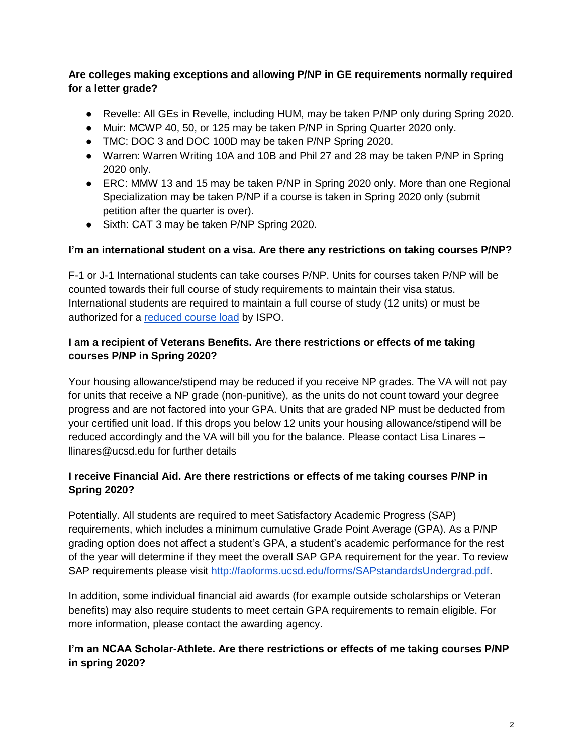**Are colleges making exceptions and allowing P/NP in GE requirements normally required for a letter grade?**

- Revelle: All GEs in Revelle, including HUM, may be taken P/NP only during Spring 2020.
- Muir: MCWP 40, 50, or 125 may be taken P/NP in Spring Quarter 2020 only.
- TMC: DOC 3 and DOC 100D may be taken P/NP Spring 2020.
- Warren: Warren Writing 10A and 10B and Phil 27 and 28 may be taken P/NP in Spring 2020 only.
- ERC: MMW 13 and 15 may be taken P/NP in Spring 2020 only. More than one Regional Specialization may be taken P/NP if a course is taken in Spring 2020 only (submit petition after the quarter is over).
- Sixth: CAT 3 may be taken P/NP Spring 2020.

**I'm an international student on a visa. Are there any restrictions on taking courses P/NP?**

F-1 or J-1 International students can take courses P/NP. Units for courses taken P/NP will be counted towards their full course of study requirements to maintain their visa status. International students are required to maintain a full course of study (12 units) or must be authorized for a reduced course load by ISPO.

**I am a recipient of Veterans Benefits. Are there restrictions or effects of me taking courses P/NP in Spring 2020?**

Your housing allowance/stipend may be reduced if you receive NP grades. The VA will not pay for units that receive a NP grade (non-punitive), as the units do not count toward your degree progress and are not factored into your GPA. Units that are graded NP must be deducted from your certified unit load. If this drops you below 12 units your housing allowance/stipend will be reduced accordingly and the VA will bill you for the balance. Please contact Lisa Linares – llinares@ucsd.edu for further details

**I receive Financial Aid. Are there restrictions or effects of me taking courses P/NP in Spring 2020?**

Potentially. All students are required to meet Satisfactory Academic Progress (SAP) requirements, which includes a minimum cumulative Grade Point Average (GPA). As a P/NP grading option does not affect a student's GPA, a student's academic performance for the rest of the year will determine if they meet the overall SAP GPA requirement for the year. To review SAP requirements please visit http://faoforms.ucsd.edu/forms/SAPstandardsUndergrad.pdf.

In addition, some individual financial aid awards (for example outside scholarships or Veteran benefits) may also require students to meet certain GPA requirements to remain eligible. For more information, please contact the awarding agency.

**I'm an NCAA Scholar-Athlete. Are there restrictions or effects of me taking courses P/NP in spring 2020?**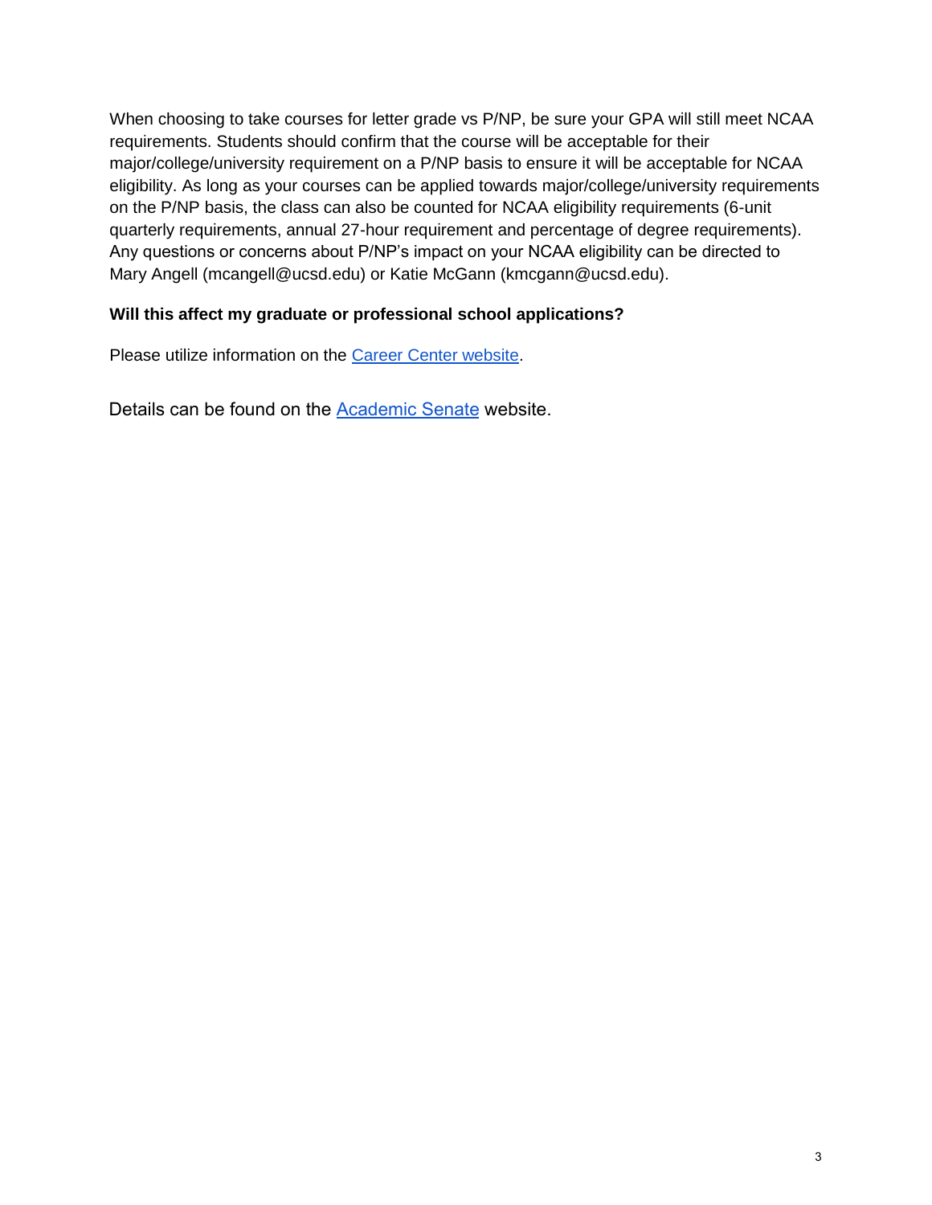When choosing to take courses for letter grade vs P/NP, be sure your GPA will still meet NCAA requirements. Students should confirm that the course will be acceptable for their major/college/university requirement on a P/NP basis to ensure it will be acceptable for NCAA eligibility. As long as your courses can be applied towards major/college/university requirements on the P/NP basis, the class can also be counted for NCAA eligibility requirements (6-unit quarterly requirements, annual 27-hour requirement and percentage of degree requirements). Any questions or concerns about P/NP's impact on your NCAA eligibility can be directed to Mary Angell (mcangell@ucsd.edu) or Katie McGann (kmcgann@ucsd.edu).

**Will this affect my graduate or professional school applications?**

Please utilize information on the Career Center website.

Details can be found on the Academic Senate website.